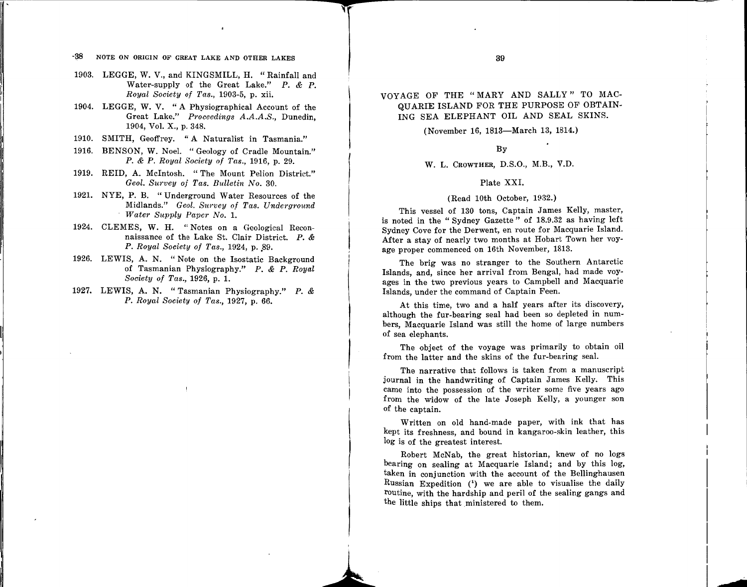1903. LEGGE, W. V., and KINGSMILL, H. "Rainfall and Water-supply of the Great Lake." *P. & P. Royal Society of Tas.*, 1903-5, p. xii.

1904. LEGGE, W. V. "A Physiographical Account of the Great Lake." *Proceedings A.A.A.S.*, Dunedin, 1904, Vol. X., p. 348.

1910. SMITH, Geoffrey. "A Naturalist in Tasmania."

1916. BENSON, W. Noel. "Geology of Cradle Mountain." *P. & P. Royal Society of Tas.*, 1916, p. 29.

1919. REID, A. McIntosh. "The Mount Pelion District." *Geol. Survey of Tas. Bulletin No.* 30.

1921. NYE, P. B. "Underground Water Resources of the Midlands." *Geol. Survey of Tas. Underground Water Supply Paper No.* 1.

1924. CLEMES, W. H. "Notes on a Geological Reconnaissance of the Lake St. Clair District. *P. & P. Royal Society of Tas.*, 1924, p. 89.

1926. LEWIS, A. N. "Note on the Isostatic Background of Tasmanian Physiography." *P. & P. Royal Society of Tas.*, 1926, p. 1.

1927. LEWIS, A. N. "Tasmanian Physiography." *P. & P. Royal Society of Tas.*, 1927, p. 66.

# VOYAGE OF THE "MARY AND SALLY" TO MACQUARIE ISLAND FOR THE PURPOSE OF OBTAINING SEA ELEPHANT OIL AND SEAL SKINS.

(November 16, 1813—March 13, 1814.)

By

W. L. CROWTHER, D.S.O., M.B., V.D.

Plate XXI.

(Read 10th October, 1932.)

This vessel of 130 tons, Captain James Kelly, master, is noted in the "Sydney Gazette" of 18.9.32 as having left Sydney Cove for the Derwent, en route for Macquarie Island. After a stay of nearly two months at Hobart Town her voyage proper commenced on 16th November, 1813.

The brig was no stranger to the Southern Antarctic Islands, and, since her arrival from Bengal, had made voyages in the two previous years to Campbell and Macquarie Islands, under the command of Captain Feen.

At this time, two and a half years after its discovery, although the fur-bearing seal had been so depleted in numbers, Macquarie Island was still the home of large numbers of sea elephants.

The object of the voyage was primarily to obtain oil from the latter and the skins of the fur-bearing seal.

The narrative that follows is taken from a manuscript journal in the handwriting of Captain James Kelly. This came into the possession of the writer some five years ago from the widow of the late Joseph Kelly, a younger son of the captain.

Written on old hand-made paper, with ink that has kept its freshness, and bound in kangaroo-skin leather, this log is of the greatest interest.

Robert McNab, the great historian, knew of no logs bearing on sealing at Macquarie Island; and by this log, taken in conjunction with the account of the Bellinghausen Russian Expedition [1] we are able to visualise the daily routine, with the hardship and peril of the sealing gangs and the little ships that ministered to them.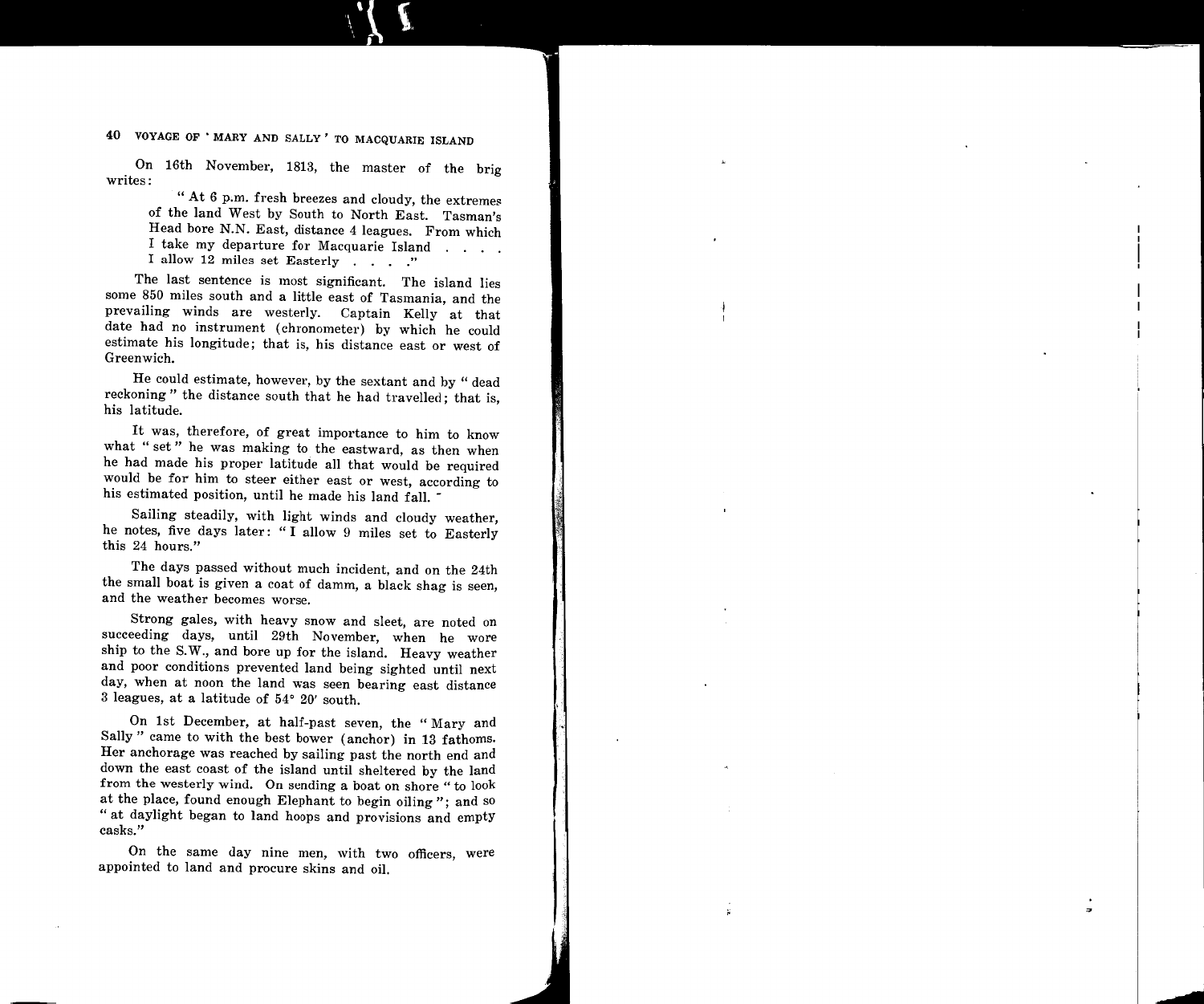On 16th November, 1813, the master of the brig writes:

> "At 6 p.m. fresh breezes and cloudy, the extremes of the land West by South to North East. Tasman's Head bore N.N. East, distance 4 leagues. From which I take my departure for Macquarie Island . . . . I allow 12 miles set Easterly . . . ."

The last sentence is most significant. The island lies some 850 miles south and a little east of Tasmania, and the prevailing winds are westerly. Captain Kelly at that date had no instrument (chronometer) by which he could estimate his longitude; that is, his distance east or west of Greenwich.

He could estimate, however, by the sextant and by "dead reckoning" the distance south that he had travelled; that is, his latitude.

It was, therefore, of great importance to him to know what "set" he was making to the eastward, as then when he had made his proper latitude all that would be required would be for him to steer either east or west, according to his estimated position, until he made his land fall.

Sailing steadily, with light winds and cloudy weather, he notes, five days later: "I allow 9 miles set to Easterly this 24 hours."

The days passed without much incident, and on the 24th the small boat is given a coat of damm, a black shag is seen, and the weather becomes worse.

Strong gales, with heavy snow and sleet, are noted on succeeding days, until 29th November, when he wore ship to the S.W., and bore up for the island. Heavy weather and poor conditions prevented land being sighted until next day, when at noon the land was seen bearing east distance 3 leagues, at a latitude of 54° 20′ south.

On 1st December, at half-past seven, the "Mary and Sally" came to with the best bower (anchor) in 13 fathoms. Her anchorage was reached by sailing past the north end and down the east coast of the island until sheltered by the land from the westerly wind. On sending a boat on shore "to look at the place, found enough Elephant to begin oiling"; and so "at daylight began to land hoops and provisions and empty casks."

On the same day nine men, with two officers, were appointed to land and procure skins and oil.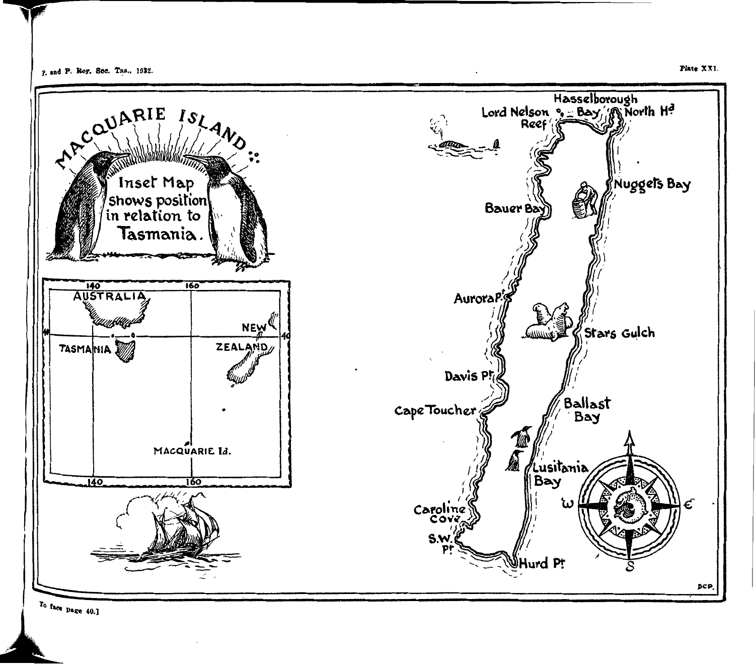Plate XXI.

# MACQUARIE ISLAND

Inset Map shows position in relation to Tasmania.

AUSTRALIA

TASMANIA

NEW ZEALAND

MACQUARIE Id.

140 160

Hasselborough Bay

Lord Nelson Reef

North Hd

Nuggets Bay

Bauer Bay

Aurora Pt

Stars Gulch

Davis Pt

Cape Toucher

Ballast Bay

Lusitania Bay

Caroline Cove

S.W. Pt

Hurd Pt

W E S

DCP.

To face page 40.]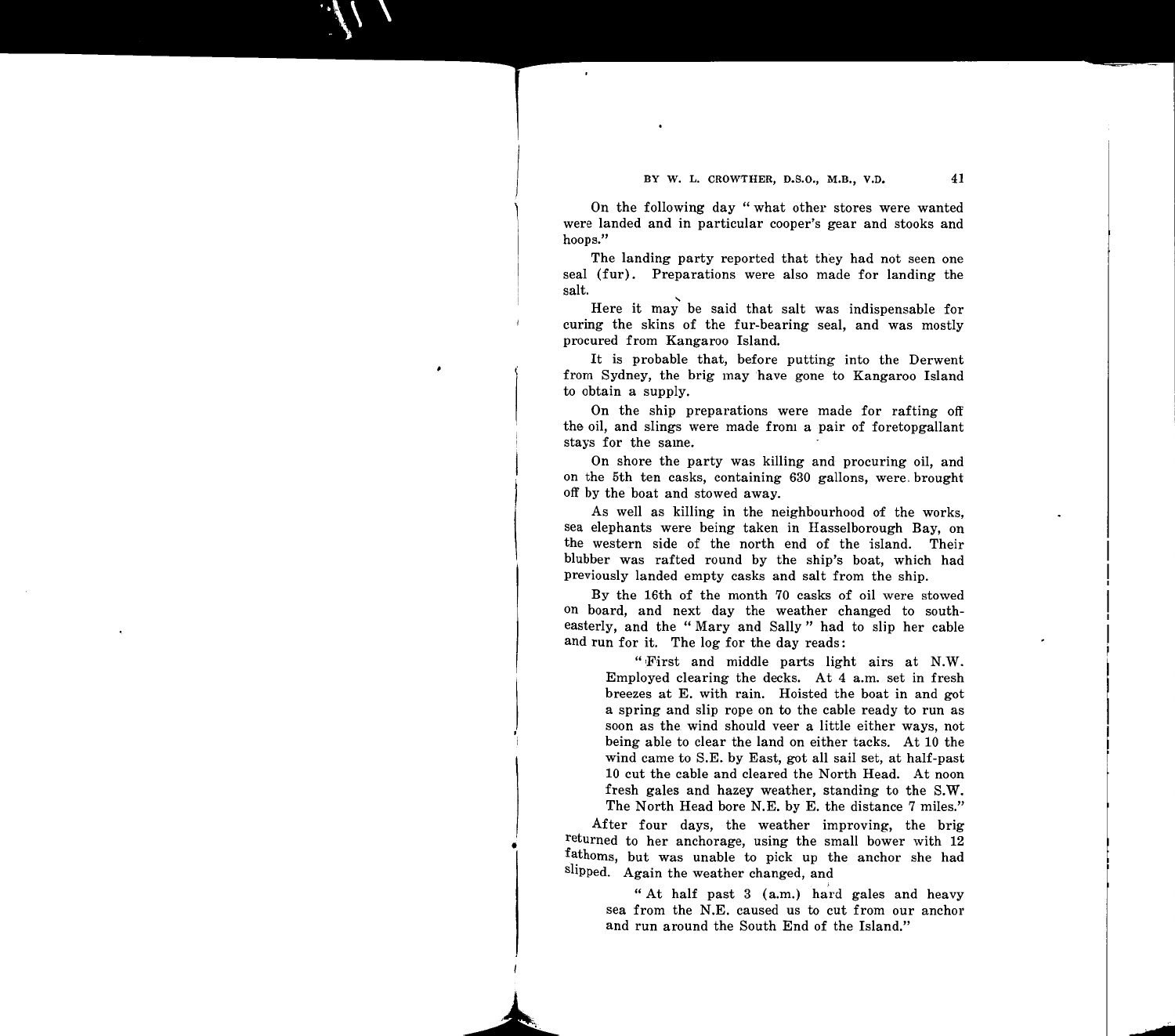On the following day "what other stores were wanted were landed and in particular cooper's gear and stooks and hoops."

The landing party reported that they had not seen one seal (fur). Preparations were also made for landing the salt.

Here it may be said that salt was indispensable for curing the skins of the fur-bearing seal, and was mostly procured from Kangaroo Island.

It is probable that, before putting into the Derwent from Sydney, the brig may have gone to Kangaroo Island to obtain a supply.

On the ship preparations were made for rafting off the oil, and slings were made from a pair of foretopgallant stays for the same.

On shore the party was killing and procuring oil, and on the 5th ten casks, containing 630 gallons, were brought off by the boat and stowed away.

As well as killing in the neighbourhood of the works, sea elephants were being taken in Hasselborough Bay, on the western side of the north end of the island. Their blubber was rafted round by the ship's boat, which had previously landed empty casks and salt from the ship.

By the 16th of the month 70 casks of oil were stowed on board, and next day the weather changed to south-easterly, and the "Mary and Sally" had to slip her cable and run for it. The log for the day reads:

> "First and middle parts light airs at N.W. Employed clearing the decks. At 4 a.m. set in fresh breezes at E. with rain. Hoisted the boat in and got a spring and slip rope on to the cable ready to run as soon as the wind should veer a little either ways, not being able to clear the land on either tacks. At 10 the wind came to S.E. by East, got all sail set, at half-past 10 cut the cable and cleared the North Head. At noon fresh gales and hazey weather, standing to the S.W. The North Head bore N.E. by E. the distance 7 miles."

After four days, the weather improving, the brig returned to her anchorage, using the small bower with 12 fathoms, but was unable to pick up the anchor she had slipped. Again the weather changed, and

> "At half past 3 (a.m.) hard gales and heavy sea from the N.E. caused us to cut from our anchor and run around the South End of the Island."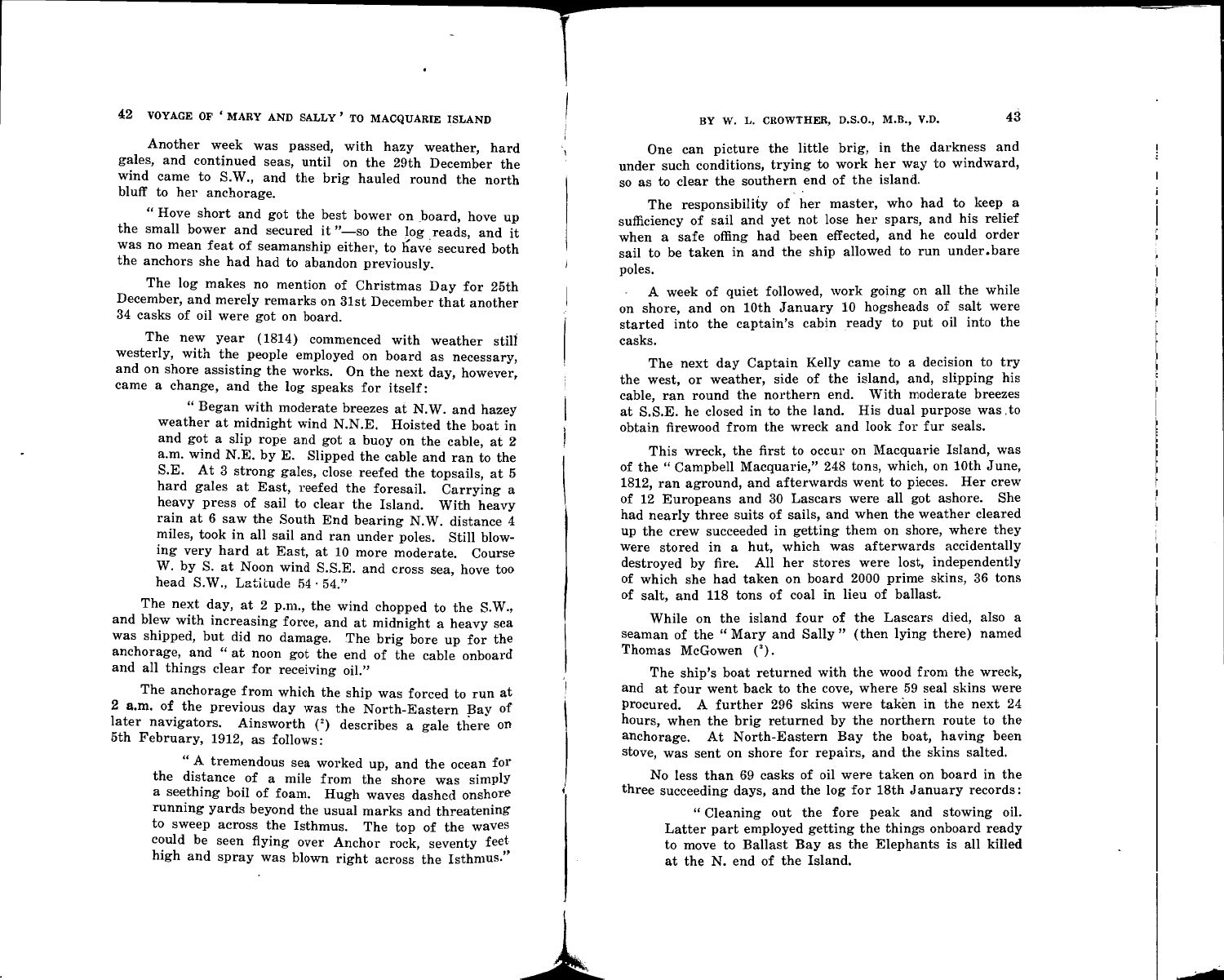Another week was passed, with hazy weather, hard gales, and continued seas, until on the 29th December the wind came to S.W., and the brig hauled round the north bluff to her anchorage.

"Hove short and got the best bower on board, hove up the small bower and secured it"—so the log reads, and it was no mean feat of seamanship either, to have secured both the anchors she had had to abandon previously.

The log makes no mention of Christmas Day for 25th December, and merely remarks on 31st December that another 34 casks of oil were got on board.

The new year (1814) commenced with weather still westerly, with the people employed on board as necessary, and on shore assisting the works. On the next day, however, came a change, and the log speaks for itself:

> "Began with moderate breezes at N.W. and hazey weather at midnight wind N.N.E. Hoisted the boat in and got a slip rope and got a buoy on the cable, at 2 a.m. wind N.E. by E. Slipped the cable and ran to the S.E. At 3 strong gales, close reefed the topsails, at 5 hard gales at East, reefed the foresail. Carrying a heavy press of sail to clear the Island. With heavy rain at 6 saw the South End bearing N.W. distance 4 miles, took in all sail and ran under poles. Still blowing very hard at East, at 10 more moderate. Course W. by S. at Noon wind S.S.E. and cross sea, hove too head S.W., Latitude 54·54."

The next day, at 2 p.m., the wind chopped to the S.W., and blew with increasing force, and at midnight a heavy sea was shipped, but did no damage. The brig bore up for the anchorage, and "at noon got the end of the cable onboard and all things clear for receiving oil."

The anchorage from which the ship was forced to run at 2 a.m. of the previous day was the North-Eastern Bay of later navigators. Ainsworth [2] describes a gale there on 5th February, 1912, as follows:

> "A tremendous sea worked up, and the ocean for the distance of a mile from the shore was simply a seething boil of foam. Hugh waves dashed onshore running yards beyond the usual marks and threatening to sweep across the Isthmus. The top of the waves could be seen flying over Anchor rock, seventy feet high and spray was blown right across the Isthmus."

One can picture the little brig, in the darkness and under such conditions, trying to work her way to windward, so as to clear the southern end of the island.

The responsibility of her master, who had to keep a sufficiency of sail and yet not lose her spars, and his relief when a safe offing had been effected, and he could order sail to be taken in and the ship allowed to run under bare poles.

A week of quiet followed, work going on all the while on shore, and on 10th January 10 hogsheads of salt were started into the captain's cabin ready to put oil into the casks.

The next day Captain Kelly came to a decision to try the west, or weather, side of the island, and, slipping his cable, ran round the northern end. With moderate breezes at S.S.E. he closed in to the land. His dual purpose was to obtain firewood from the wreck and look for fur seals.

This wreck, the first to occur on Macquarie Island, was of the "Campbell Macquarie," 248 tons, which, on 10th June, 1812, ran aground, and afterwards went to pieces. Her crew of 12 Europeans and 30 Lascars were all got ashore. She had nearly three suits of sails, and when the weather cleared up the crew succeeded in getting them on shore, where they were stored in a hut, which was afterwards accidentally destroyed by fire. All her stores were lost, independently of which she had taken on board 2000 prime skins, 36 tons of salt, and 118 tons of coal in lieu of ballast.

While on the island four of the Lascars died, also a seaman of the "Mary and Sally" (then lying there) named Thomas McGowen [3].

The ship's boat returned with the wood from the wreck, and at four went back to the cove, where 59 seal skins were procured. A further 296 skins were taken in the next 24 hours, when the brig returned by the northern route to the anchorage. At North-Eastern Bay the boat, having been stove, was sent on shore for repairs, and the skins salted.

No less than 69 casks of oil were taken on board in the three succeeding days, and the log for 18th January records:

> "Cleaning out the fore peak and stowing oil. Latter part employed getting the things onboard ready to move to Ballast Bay as the Elephants is all killed at the N. end of the Island.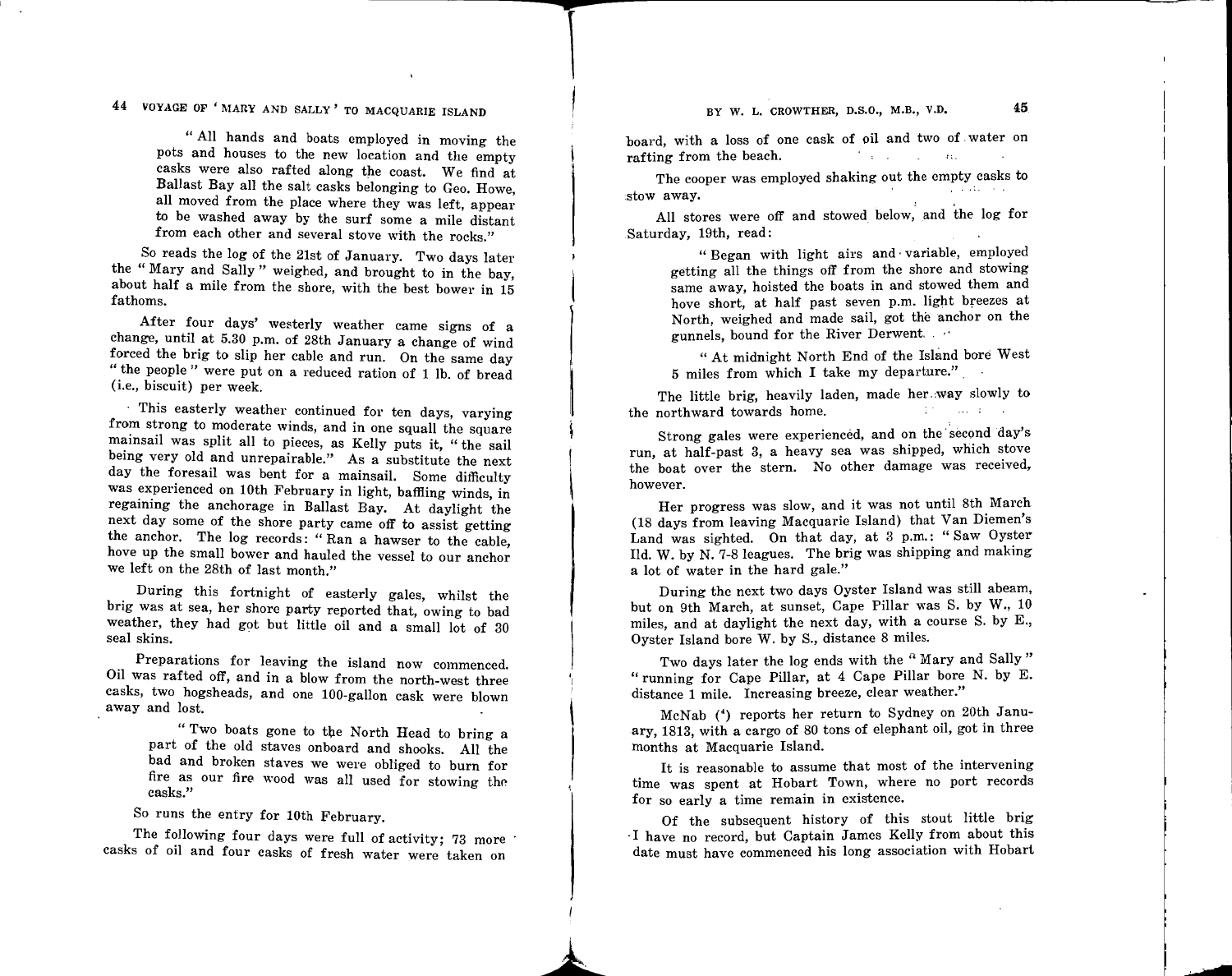> "All hands and boats employed in moving the pots and houses to the new location and the empty casks were also rafted along the coast. We find at Ballast Bay all the salt casks belonging to Geo. Howe, all moved from the place where they was left, appear to be washed away by the surf some a mile distant from each other and several stove with the rocks."

So reads the log of the 21st of January. Two days later the "Mary and Sally" weighed, and brought to in the bay, about half a mile from the shore, with the best bower in 15 fathoms.

After four days' westerly weather came signs of a change, until at 5.30 p.m. of 28th January a change of wind forced the brig to slip her cable and run. On the same day "the people" were put on a reduced ration of 1 lb. of bread (i.e., biscuit) per week.

This easterly weather continued for ten days, varying from strong to moderate winds, and in one squall the square mainsail was split all to pieces, as Kelly puts it, "the sail being very old and unrepairable." As a substitute the next day the foresail was bent for a mainsail. Some difficulty was experienced on 10th February in light, baffling winds, in regaining the anchorage in Ballast Bay. At daylight the next day some of the shore party came off to assist getting the anchor. The log records: "Ran a hawser to the cable, hove up the small bower and hauled the vessel to our anchor we left on the 28th of last month."

During this fortnight of easterly gales, whilst the brig was at sea, her shore party reported that, owing to bad weather, they had got but little oil and a small lot of 30 seal skins.

Preparations for leaving the island now commenced. Oil was rafted off, and in a blow from the north-west three casks, two hogsheads, and one 100-gallon cask were blown away and lost.

> "Two boats gone to the North Head to bring a part of the old staves onboard and shooks. All the bad and broken staves we were obliged to burn for fire as our fire wood was all used for stowing the casks."

So runs the entry for 10th February.

The following four days were full of activity; 73 more casks of oil and four casks of fresh water were taken on board, with a loss of one cask of oil and two of water on rafting from the beach.

The cooper was employed shaking out the empty casks to stow away.

All stores were off and stowed below, and the log for Saturday, 19th, read:

> "Began with light airs and variable, employed getting all the things off from the shore and stowing same away, hoisted the boats in and stowed them and hove short, at half past seven p.m. light breezes at North, weighed and made sail, got the anchor on the gunnels, bound for the River Derwent.
>
> "At midnight North End of the Island bore West 5 miles from which I take my departure."

The little brig, heavily laden, made her way slowly to the northward towards home.

Strong gales were experienced, and on the second day's run, at half-past 3, a heavy sea was shipped, which stove the boat over the stern. No other damage was received, however.

Her progress was slow, and it was not until 8th March (18 days from leaving Macquarie Island) that Van Diemen's Land was sighted. On that day, at 3 p.m.: "Saw Oyster Ild. W. by N. 7-8 leagues. The brig was shipping and making a lot of water in the hard gale."

During the next two days Oyster Island was still abeam, but on 9th March, at sunset, Cape Pillar was S. by W., 10 miles, and at daylight the next day, with a course S. by E., Oyster Island bore W. by S., distance 8 miles.

Two days later the log ends with the "Mary and Sally" "running for Cape Pillar, at 4 Cape Pillar bore N. by E. distance 1 mile. Increasing breeze, clear weather."

McNab (4) reports her return to Sydney on 20th January, 1813, with a cargo of 80 tons of elephant oil, got in three months at Macquarie Island.

It is reasonable to assume that most of the intervening time was spent at Hobart Town, where no port records for so early a time remain in existence.

Of the subsequent history of this stout little brig I have no record, but Captain James Kelly from about this date must have commenced his long association with Hobart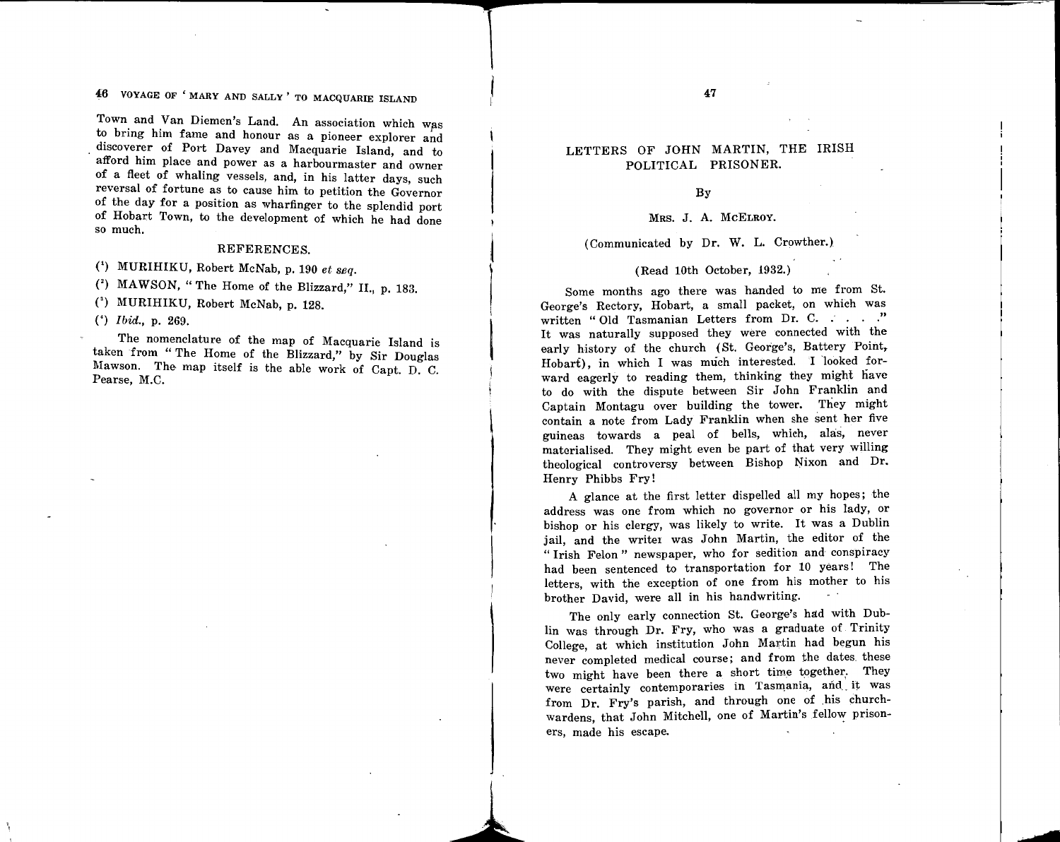Town and Van Diemen's Land. An association which was to bring him fame and honour as a pioneer explorer and discoverer of Port Davey and Macquarie Island, and to afford him place and power as a harbourmaster and owner of a fleet of whaling vessels, and, in his latter days, such reversal of fortune as to cause him to petition the Governor of the day for a position as wharfinger to the splendid port of Hobart Town, to the development of which he had done so much.

## REFERENCES.

(1) MURIHIKU, Robert McNab, p. 190 *et seq.*

(2) MAWSON, "The Home of the Blizzard," II., p. 183.

(3) MURIHIKU, Robert McNab, p. 128.

(4) *Ibid.*, p. 269.

The nomenclature of the map of Macquarie Island is taken from "The Home of the Blizzard," by Sir Douglas Mawson. The map itself is the able work of Capt. D. C. Pearse, M.C.

# LETTERS OF JOHN MARTIN, THE IRISH POLITICAL PRISONER.

By

MRS. J. A. MCELROY.

(Communicated by Dr. W. L. Crowther.)

(Read 10th October, 1932.)

Some months ago there was handed to me from St. George's Rectory, Hobart, a small packet, on which was written "Old Tasmanian Letters from Dr. C. . . . ." It was naturally supposed they were connected with the early history of the church (St. George's, Battery Point, Hobart), in which I was much interested. I looked forward eagerly to reading them, thinking they might have to do with the dispute between Sir John Franklin and Captain Montagu over building the tower. They might contain a note from Lady Franklin when she sent her five guineas towards a peal of bells, which, alas, never materialised. They might even be part of that very willing theological controversy between Bishop Nixon and Dr. Henry Phibbs Fry!

A glance at the first letter dispelled all my hopes; the address was one from which no governor or his lady, or bishop or his clergy, was likely to write. It was a Dublin jail, and the writer was John Martin, the editor of the "Irish Felon" newspaper, who for sedition and conspiracy had been sentenced to transportation for 10 years! The letters, with the exception of one from his mother to his brother David, were all in his handwriting.

The only early connection St. George's had with Dublin was through Dr. Fry, who was a graduate of Trinity College, at which institution John Martin had begun his never completed medical course; and from the dates these two might have been there a short time together. They were certainly contemporaries in Tasmania, and it was from Dr. Fry's parish, and through one of his churchwardens, that John Mitchell, one of Martin's fellow prisoners, made his escape.